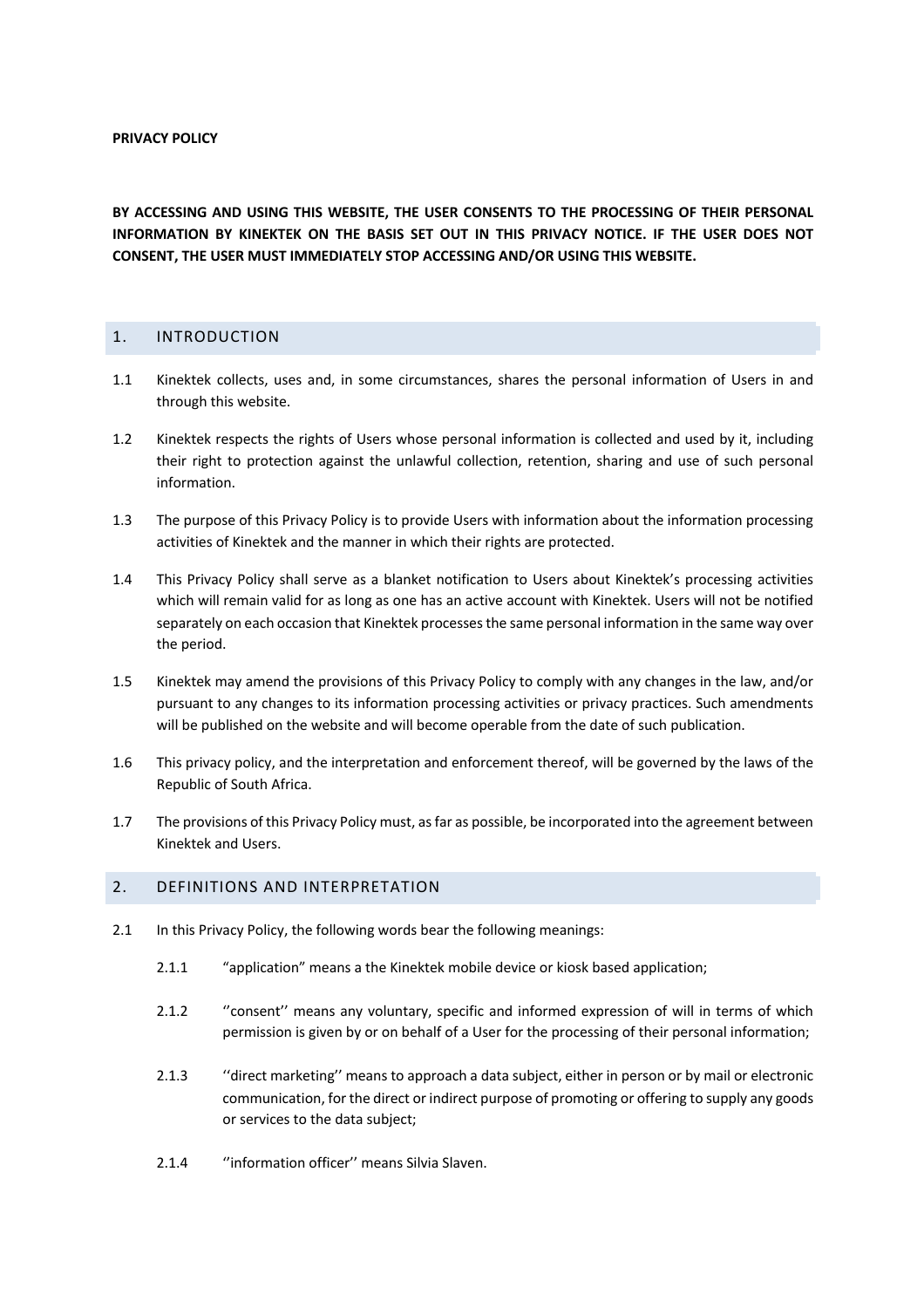**PRIVACY POLICY**

**BY ACCESSING AND USING THIS WEBSITE, THE USER CONSENTS TO THE PROCESSING OF THEIR PERSONAL INFORMATION BY KINEKTEK ON THE BASIS SET OUT IN THIS PRIVACY NOTICE. IF THE USER DOES NOT CONSENT, THE USER MUST IMMEDIATELY STOP ACCESSING AND/OR USING THIS WEBSITE.**

## 1. INTRODUCTION

1.1 Kinektek collects, uses and, in some circumstances, shares the personal information of Users in and through this website.

1.2 Kinektek respects the rights of Users whose personal information is collected and used by it, including their right to protection against the unlawful collection, retention, sharing and use of such personal information.

1.3 The purpose of this Privacy Policy is to provide Users with information about the information processing activities of Kinektek and the manner in which their rights are protected.

1.4 This Privacy Policy shall serve as a blanket notification to Users about Kinektek's processing activities which will remain valid for as long as one has an active account with Kinektek. Users will not be notified separately on each occasion that Kinektek processes the same personal information in the same way over the period.

1.5 Kinektek may amend the provisions of this Privacy Policy to comply with any changes in the law, and/or pursuant to any changes to its information processing activities or privacy practices. Such amendments will be published on the website and will become operable from the date of such publication.

1.6 This privacy policy, and the interpretation and enforcement thereof, will be governed by the laws of the Republic of South Africa.

1.7 The provisions of this Privacy Policy must, as far as possible, be incorporated into the agreement between Kinektek and Users.

## 2. DEFINITIONS AND INTERPRETATION

2.1 In this Privacy Policy, the following words bear the following meanings:

2.1.1 "application" means a the Kinektek mobile device or kiosk based application;

2.1.2 ''consent'' means any voluntary, specific and informed expression of will in terms of which permission is given by or on behalf of a User for the processing of their personal information;

2.1.3 ''direct marketing'' means to approach a data subject, either in person or by mail or electronic communication, for the direct or indirect purpose of promoting or offering to supply any goods or services to the data subject;

2.1.4 ''information officer'' means Silvia Slaven.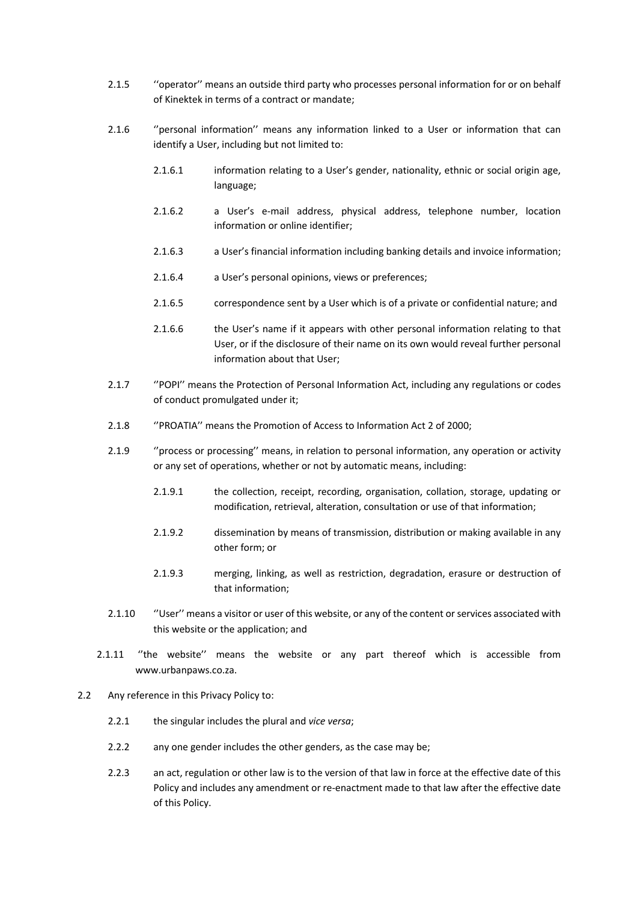2.1.5 ''operator'' means an outside third party who processes personal information for or on behalf of Kinektek in terms of a contract or mandate;

2.1.6 ''personal information'' means any information linked to a User or information that can identify a User, including but not limited to:

2.1.6.1 information relating to a User's gender, nationality, ethnic or social origin age, language;

2.1.6.2 a User's e-mail address, physical address, telephone number, location information or online identifier;

2.1.6.3 a User's financial information including banking details and invoice information;

2.1.6.4 a User's personal opinions, views or preferences;

2.1.6.5 correspondence sent by a User which is of a private or confidential nature; and

2.1.6.6 the User's name if it appears with other personal information relating to that User, or if the disclosure of their name on its own would reveal further personal information about that User;

2.1.7 ''POPI'' means the Protection of Personal Information Act, including any regulations or codes of conduct promulgated under it;

2.1.8 ''PROATIA'' means the Promotion of Access to Information Act 2 of 2000;

2.1.9 ''process or processing'' means, in relation to personal information, any operation or activity or any set of operations, whether or not by automatic means, including:

2.1.9.1 the collection, receipt, recording, organisation, collation, storage, updating or modification, retrieval, alteration, consultation or use of that information;

2.1.9.2 dissemination by means of transmission, distribution or making available in any other form; or

2.1.9.3 merging, linking, as well as restriction, degradation, erasure or destruction of that information;

2.1.10 ''User'' means a visitor or user of this website, or any of the content or services associated with this website or the application; and

2.1.11 ''the website'' means the website or any part thereof which is accessible from www.urbanpaws.co.za.

2.2 Any reference in this Privacy Policy to:

2.2.1 the singular includes the plural and *vice versa*;

2.2.2 any one gender includes the other genders, as the case may be;

2.2.3 an act, regulation or other law is to the version of that law in force at the effective date of this Policy and includes any amendment or re-enactment made to that law after the effective date of this Policy.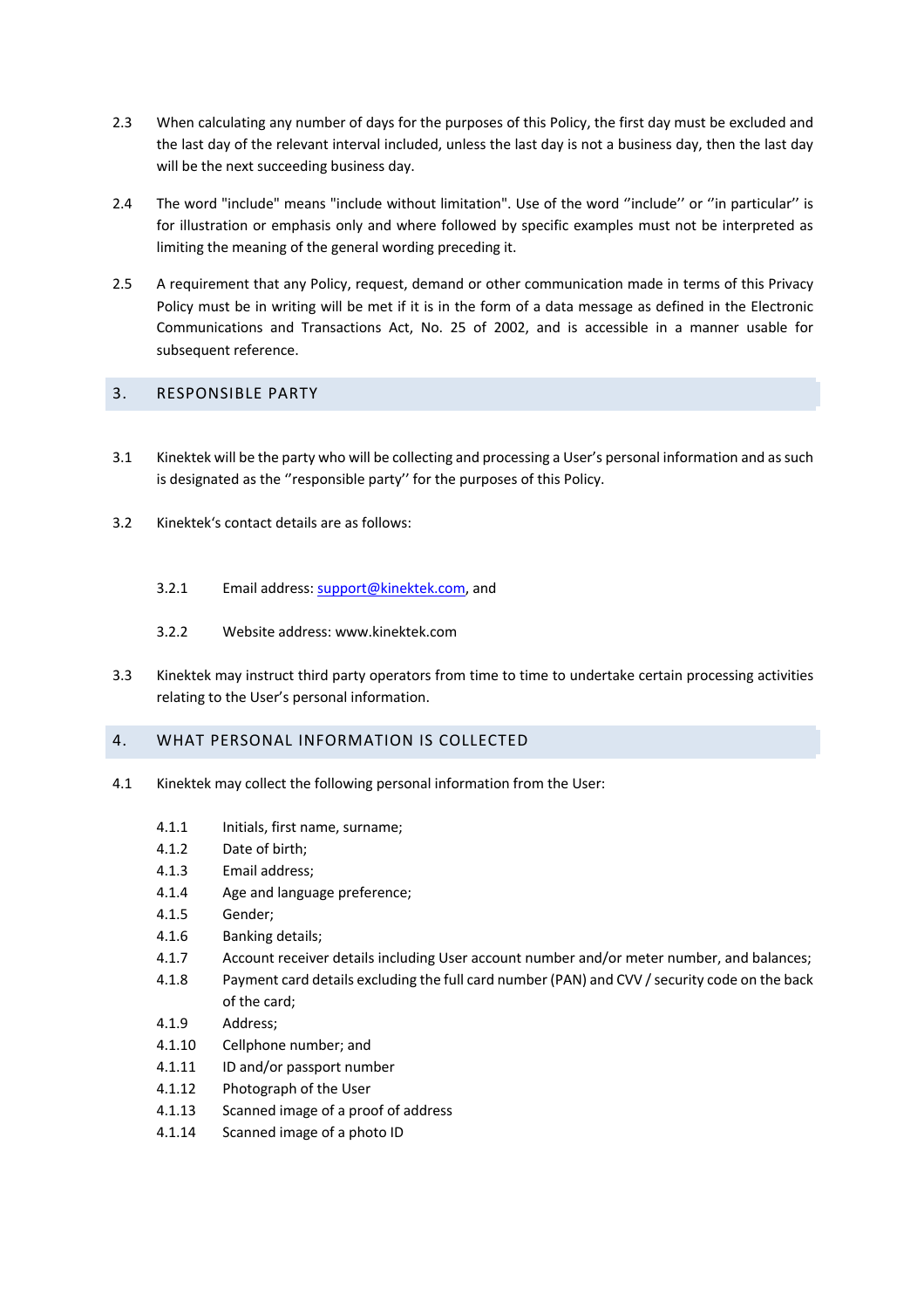2.3 When calculating any number of days for the purposes of this Policy, the first day must be excluded and the last day of the relevant interval included, unless the last day is not a business day, then the last day will be the next succeeding business day.

2.4 The word "include" means "include without limitation". Use of the word ''include'' or ''in particular'' is for illustration or emphasis only and where followed by specific examples must not be interpreted as limiting the meaning of the general wording preceding it.

2.5 A requirement that any Policy, request, demand or other communication made in terms of this Privacy Policy must be in writing will be met if it is in the form of a data message as defined in the Electronic Communications and Transactions Act, No. 25 of 2002, and is accessible in a manner usable for subsequent reference.

## 3. RESPONSIBLE PARTY

3.1 Kinektek will be the party who will be collecting and processing a User's personal information and as such is designated as the ''responsible party'' for the purposes of this Policy.

3.2 Kinektek's contact details are as follows:

3.2.1 Email address: support@kinektek.com, and

3.2.2 Website address: www.kinektek.com

3.3 Kinektek may instruct third party operators from time to time to undertake certain processing activities relating to the User's personal information.

## 4. WHAT PERSONAL INFORMATION IS COLLECTED

4.1 Kinektek may collect the following personal information from the User:

4.1.1 Initials, first name, surname;
4.1.2 Date of birth;
4.1.3 Email address;
4.1.4 Age and language preference;
4.1.5 Gender;
4.1.6 Banking details;
4.1.7 Account receiver details including User account number and/or meter number, and balances;
4.1.8 Payment card details excluding the full card number (PAN) and CVV / security code on the back of the card;
4.1.9 Address;
4.1.10 Cellphone number; and
4.1.11 ID and/or passport number
4.1.12 Photograph of the User
4.1.13 Scanned image of a proof of address
4.1.14 Scanned image of a photo ID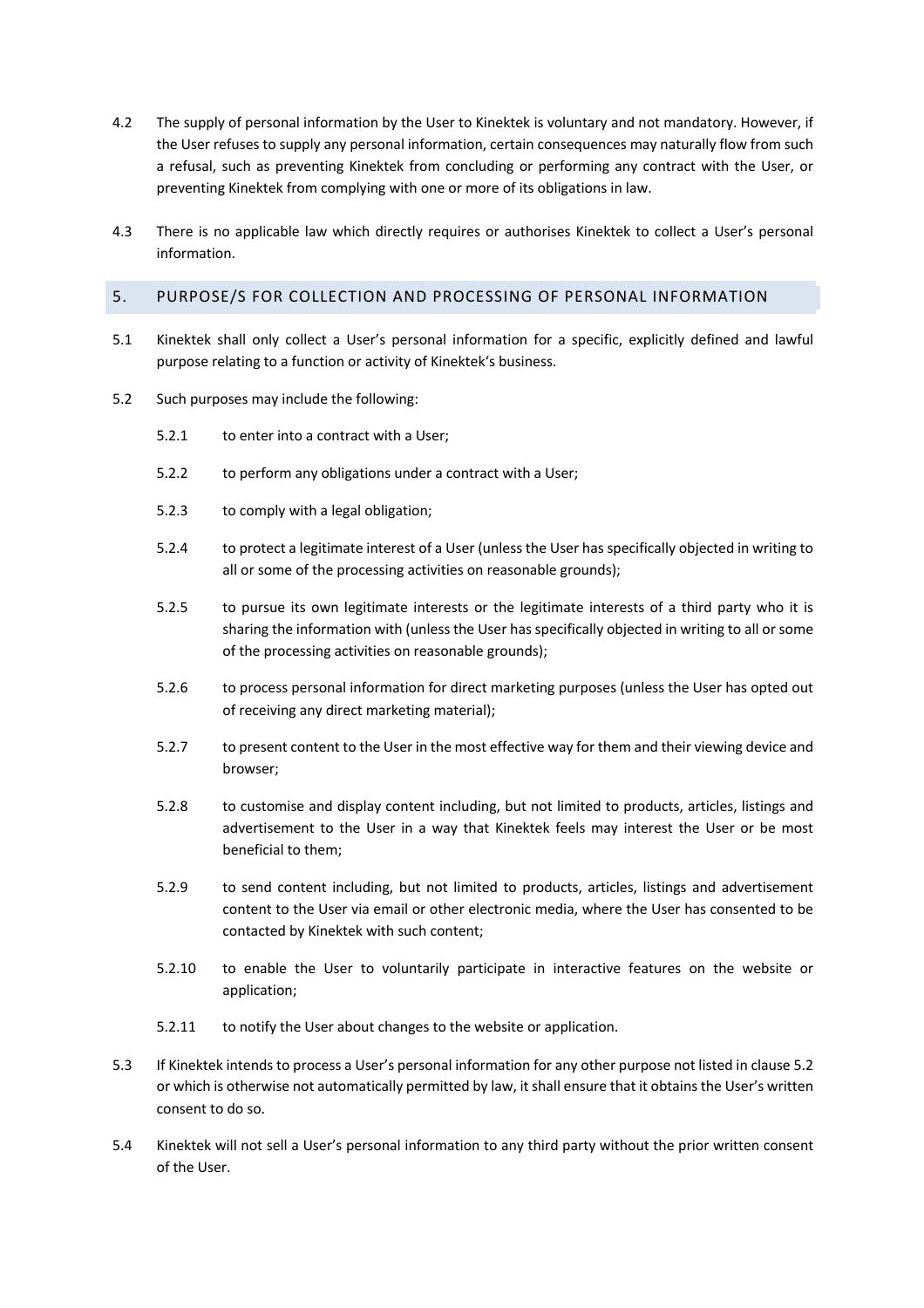4.2 The supply of personal information by the User to Kinektek is voluntary and not mandatory. However, if the User refuses to supply any personal information, certain consequences may naturally flow from such a refusal, such as preventing Kinektek from concluding or performing any contract with the User, or preventing Kinektek from complying with one or more of its obligations in law.

4.3 There is no applicable law which directly requires or authorises Kinektek to collect a User's personal information.

## 5. PURPOSE/S FOR COLLECTION AND PROCESSING OF PERSONAL INFORMATION

5.1 Kinektek shall only collect a User's personal information for a specific, explicitly defined and lawful purpose relating to a function or activity of Kinektek's business.

5.2 Such purposes may include the following:

5.2.1 to enter into a contract with a User;

5.2.2 to perform any obligations under a contract with a User;

5.2.3 to comply with a legal obligation;

5.2.4 to protect a legitimate interest of a User (unless the User has specifically objected in writing to all or some of the processing activities on reasonable grounds);

5.2.5 to pursue its own legitimate interests or the legitimate interests of a third party who it is sharing the information with (unless the User has specifically objected in writing to all or some of the processing activities on reasonable grounds);

5.2.6 to process personal information for direct marketing purposes (unless the User has opted out of receiving any direct marketing material);

5.2.7 to present content to the User in the most effective way for them and their viewing device and browser;

5.2.8 to customise and display content including, but not limited to products, articles, listings and advertisement to the User in a way that Kinektek feels may interest the User or be most beneficial to them;

5.2.9 to send content including, but not limited to products, articles, listings and advertisement content to the User via email or other electronic media, where the User has consented to be contacted by Kinektek with such content;

5.2.10 to enable the User to voluntarily participate in interactive features on the website or application;

5.2.11 to notify the User about changes to the website or application.

5.3 If Kinektek intends to process a User's personal information for any other purpose not listed in clause 5.2 or which is otherwise not automatically permitted by law, it shall ensure that it obtains the User's written consent to do so.

5.4 Kinektek will not sell a User's personal information to any third party without the prior written consent of the User.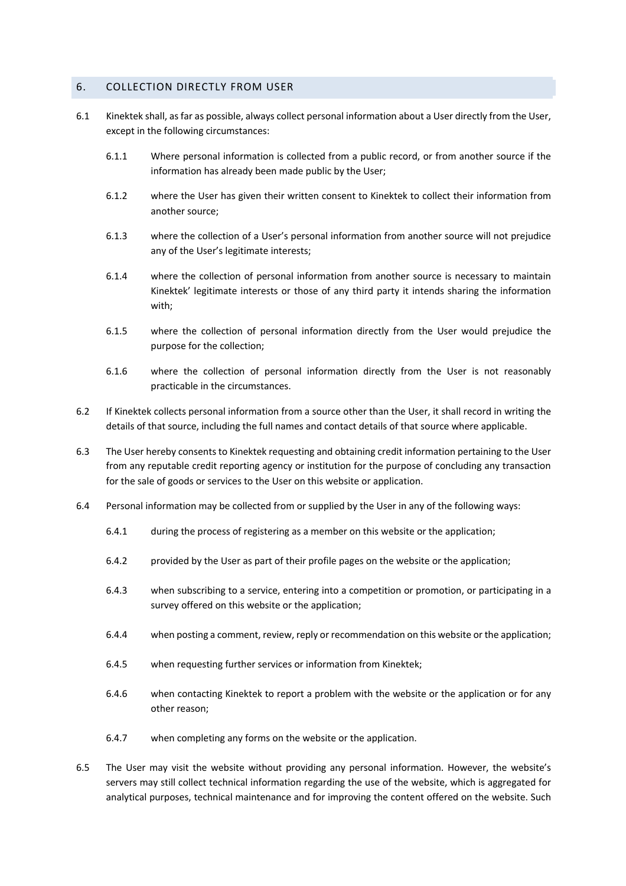## 6. COLLECTION DIRECTLY FROM USER

6.1 Kinektek shall, as far as possible, always collect personal information about a User directly from the User, except in the following circumstances:

6.1.1 Where personal information is collected from a public record, or from another source if the information has already been made public by the User;

6.1.2 where the User has given their written consent to Kinektek to collect their information from another source;

6.1.3 where the collection of a User's personal information from another source will not prejudice any of the User's legitimate interests;

6.1.4 where the collection of personal information from another source is necessary to maintain Kinektek' legitimate interests or those of any third party it intends sharing the information with;

6.1.5 where the collection of personal information directly from the User would prejudice the purpose for the collection;

6.1.6 where the collection of personal information directly from the User is not reasonably practicable in the circumstances.

6.2 If Kinektek collects personal information from a source other than the User, it shall record in writing the details of that source, including the full names and contact details of that source where applicable.

6.3 The User hereby consents to Kinektek requesting and obtaining credit information pertaining to the User from any reputable credit reporting agency or institution for the purpose of concluding any transaction for the sale of goods or services to the User on this website or application.

6.4 Personal information may be collected from or supplied by the User in any of the following ways:

6.4.1 during the process of registering as a member on this website or the application;

6.4.2 provided by the User as part of their profile pages on the website or the application;

6.4.3 when subscribing to a service, entering into a competition or promotion, or participating in a survey offered on this website or the application;

6.4.4 when posting a comment, review, reply or recommendation on this website or the application;

6.4.5 when requesting further services or information from Kinektek;

6.4.6 when contacting Kinektek to report a problem with the website or the application or for any other reason;

6.4.7 when completing any forms on the website or the application.

6.5 The User may visit the website without providing any personal information. However, the website's servers may still collect technical information regarding the use of the website, which is aggregated for analytical purposes, technical maintenance and for improving the content offered on the website. Such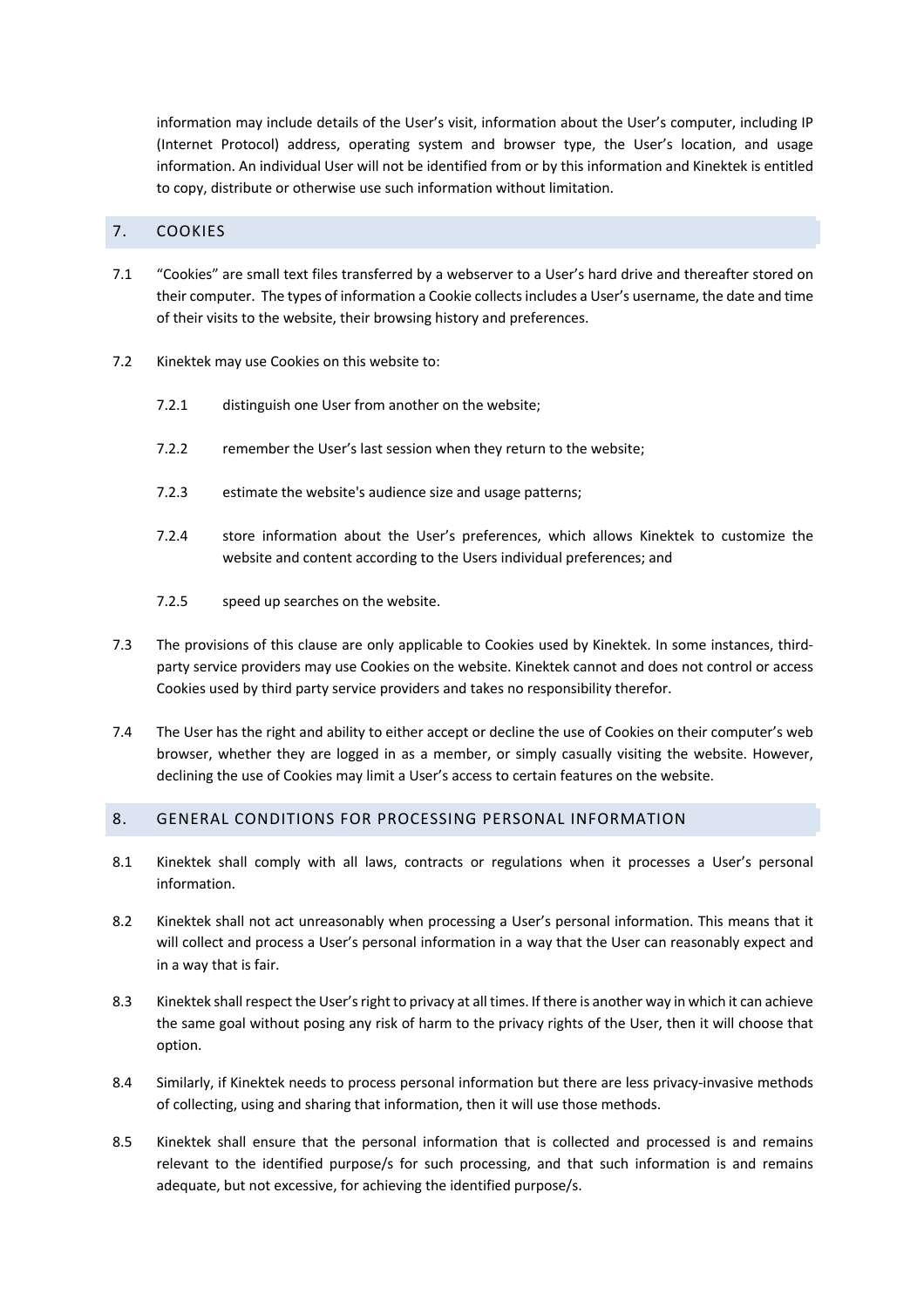information may include details of the User's visit, information about the User's computer, including IP (Internet Protocol) address, operating system and browser type, the User's location, and usage information. An individual User will not be identified from or by this information and Kinektek is entitled to copy, distribute or otherwise use such information without limitation.

## 7. COOKIES

7.1 "Cookies" are small text files transferred by a webserver to a User's hard drive and thereafter stored on their computer. The types of information a Cookie collects includes a User's username, the date and time of their visits to the website, their browsing history and preferences.

7.2 Kinektek may use Cookies on this website to:

7.2.1 distinguish one User from another on the website;

7.2.2 remember the User's last session when they return to the website;

7.2.3 estimate the website's audience size and usage patterns;

7.2.4 store information about the User's preferences, which allows Kinektek to customize the website and content according to the Users individual preferences; and

7.2.5 speed up searches on the website.

7.3 The provisions of this clause are only applicable to Cookies used by Kinektek. In some instances, third-party service providers may use Cookies on the website. Kinektek cannot and does not control or access Cookies used by third party service providers and takes no responsibility therefor.

7.4 The User has the right and ability to either accept or decline the use of Cookies on their computer's web browser, whether they are logged in as a member, or simply casually visiting the website. However, declining the use of Cookies may limit a User's access to certain features on the website.

## 8. GENERAL CONDITIONS FOR PROCESSING PERSONAL INFORMATION

8.1 Kinektek shall comply with all laws, contracts or regulations when it processes a User's personal information.

8.2 Kinektek shall not act unreasonably when processing a User's personal information. This means that it will collect and process a User's personal information in a way that the User can reasonably expect and in a way that is fair.

8.3 Kinektek shall respect the User's right to privacy at all times. If there is another way in which it can achieve the same goal without posing any risk of harm to the privacy rights of the User, then it will choose that option.

8.4 Similarly, if Kinektek needs to process personal information but there are less privacy-invasive methods of collecting, using and sharing that information, then it will use those methods.

8.5 Kinektek shall ensure that the personal information that is collected and processed is and remains relevant to the identified purpose/s for such processing, and that such information is and remains adequate, but not excessive, for achieving the identified purpose/s.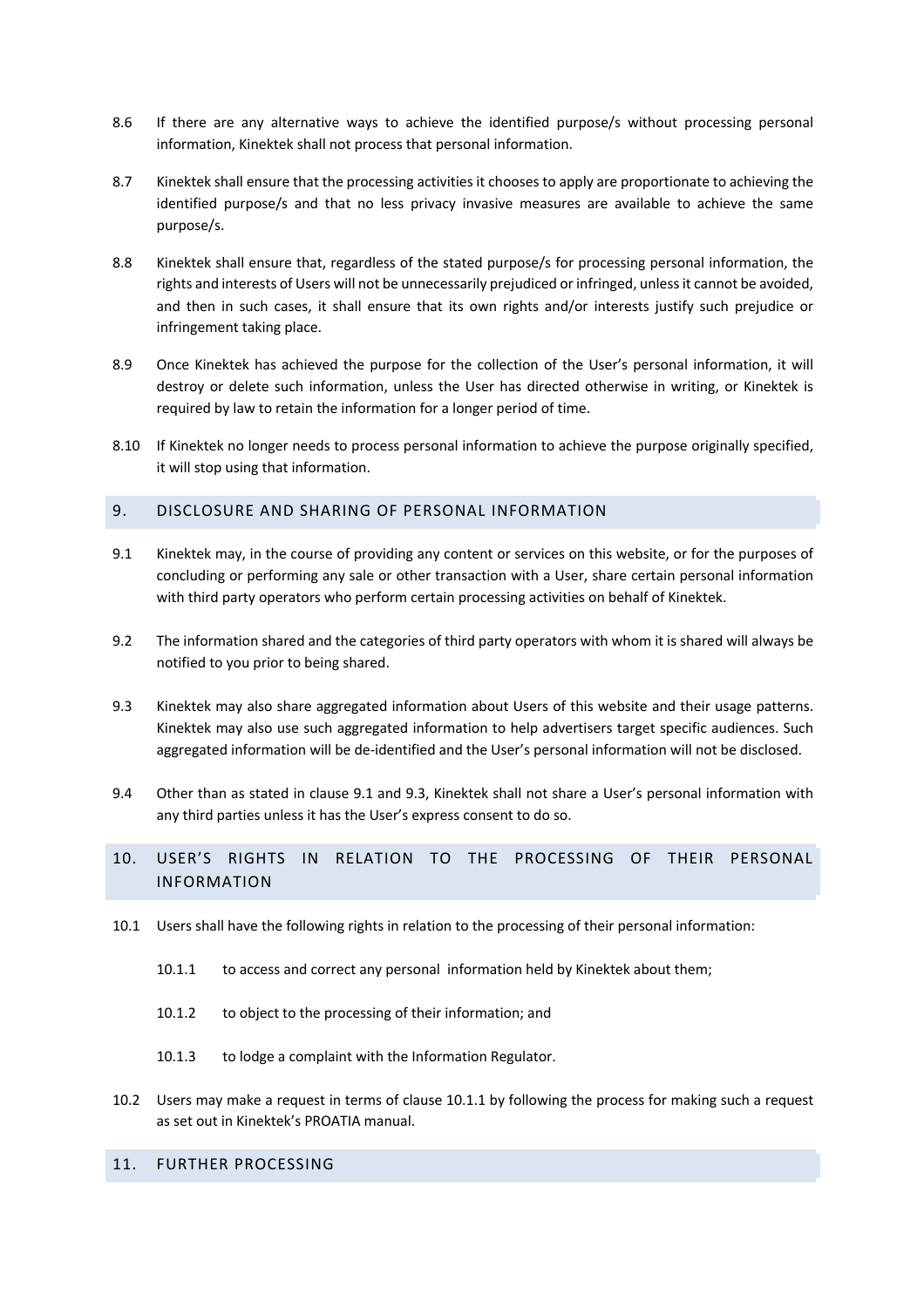8.6 If there are any alternative ways to achieve the identified purpose/s without processing personal information, Kinektek shall not process that personal information.

8.7 Kinektek shall ensure that the processing activities it chooses to apply are proportionate to achieving the identified purpose/s and that no less privacy invasive measures are available to achieve the same purpose/s.

8.8 Kinektek shall ensure that, regardless of the stated purpose/s for processing personal information, the rights and interests of Users will not be unnecessarily prejudiced or infringed, unless it cannot be avoided, and then in such cases, it shall ensure that its own rights and/or interests justify such prejudice or infringement taking place.

8.9 Once Kinektek has achieved the purpose for the collection of the User's personal information, it will destroy or delete such information, unless the User has directed otherwise in writing, or Kinektek is required by law to retain the information for a longer period of time.

8.10 If Kinektek no longer needs to process personal information to achieve the purpose originally specified, it will stop using that information.

## 9. DISCLOSURE AND SHARING OF PERSONAL INFORMATION

9.1 Kinektek may, in the course of providing any content or services on this website, or for the purposes of concluding or performing any sale or other transaction with a User, share certain personal information with third party operators who perform certain processing activities on behalf of Kinektek.

9.2 The information shared and the categories of third party operators with whom it is shared will always be notified to you prior to being shared.

9.3 Kinektek may also share aggregated information about Users of this website and their usage patterns. Kinektek may also use such aggregated information to help advertisers target specific audiences. Such aggregated information will be de-identified and the User's personal information will not be disclosed.

9.4 Other than as stated in clause 9.1 and 9.3, Kinektek shall not share a User's personal information with any third parties unless it has the User's express consent to do so.

## 10. USER'S RIGHTS IN RELATION TO THE PROCESSING OF THEIR PERSONAL INFORMATION

10.1 Users shall have the following rights in relation to the processing of their personal information:

10.1.1 to access and correct any personal information held by Kinektek about them;

10.1.2 to object to the processing of their information; and

10.1.3 to lodge a complaint with the Information Regulator.

10.2 Users may make a request in terms of clause 10.1.1 by following the process for making such a request as set out in Kinektek's PROATIA manual.

## 11. FURTHER PROCESSING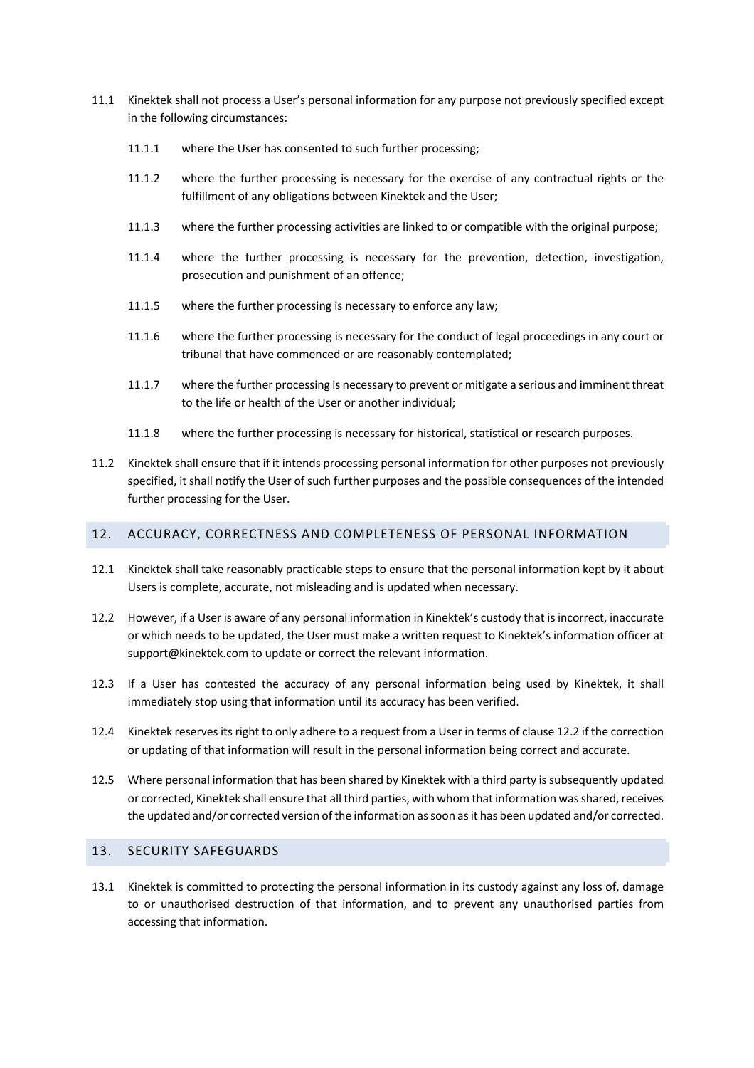11.1 Kinektek shall not process a User's personal information for any purpose not previously specified except in the following circumstances:

11.1.1 where the User has consented to such further processing;

11.1.2 where the further processing is necessary for the exercise of any contractual rights or the fulfillment of any obligations between Kinektek and the User;

11.1.3 where the further processing activities are linked to or compatible with the original purpose;

11.1.4 where the further processing is necessary for the prevention, detection, investigation, prosecution and punishment of an offence;

11.1.5 where the further processing is necessary to enforce any law;

11.1.6 where the further processing is necessary for the conduct of legal proceedings in any court or tribunal that have commenced or are reasonably contemplated;

11.1.7 where the further processing is necessary to prevent or mitigate a serious and imminent threat to the life or health of the User or another individual;

11.1.8 where the further processing is necessary for historical, statistical or research purposes.

11.2 Kinektek shall ensure that if it intends processing personal information for other purposes not previously specified, it shall notify the User of such further purposes and the possible consequences of the intended further processing for the User.

## 12. ACCURACY, CORRECTNESS AND COMPLETENESS OF PERSONAL INFORMATION

12.1 Kinektek shall take reasonably practicable steps to ensure that the personal information kept by it about Users is complete, accurate, not misleading and is updated when necessary.

12.2 However, if a User is aware of any personal information in Kinektek's custody that is incorrect, inaccurate or which needs to be updated, the User must make a written request to Kinektek's information officer at support@kinektek.com to update or correct the relevant information.

12.3 If a User has contested the accuracy of any personal information being used by Kinektek, it shall immediately stop using that information until its accuracy has been verified.

12.4 Kinektek reserves its right to only adhere to a request from a User in terms of clause 12.2 if the correction or updating of that information will result in the personal information being correct and accurate.

12.5 Where personal information that has been shared by Kinektek with a third party is subsequently updated or corrected, Kinektek shall ensure that all third parties, with whom that information was shared, receives the updated and/or corrected version of the information as soon as it has been updated and/or corrected.

## 13. SECURITY SAFEGUARDS

13.1 Kinektek is committed to protecting the personal information in its custody against any loss of, damage to or unauthorised destruction of that information, and to prevent any unauthorised parties from accessing that information.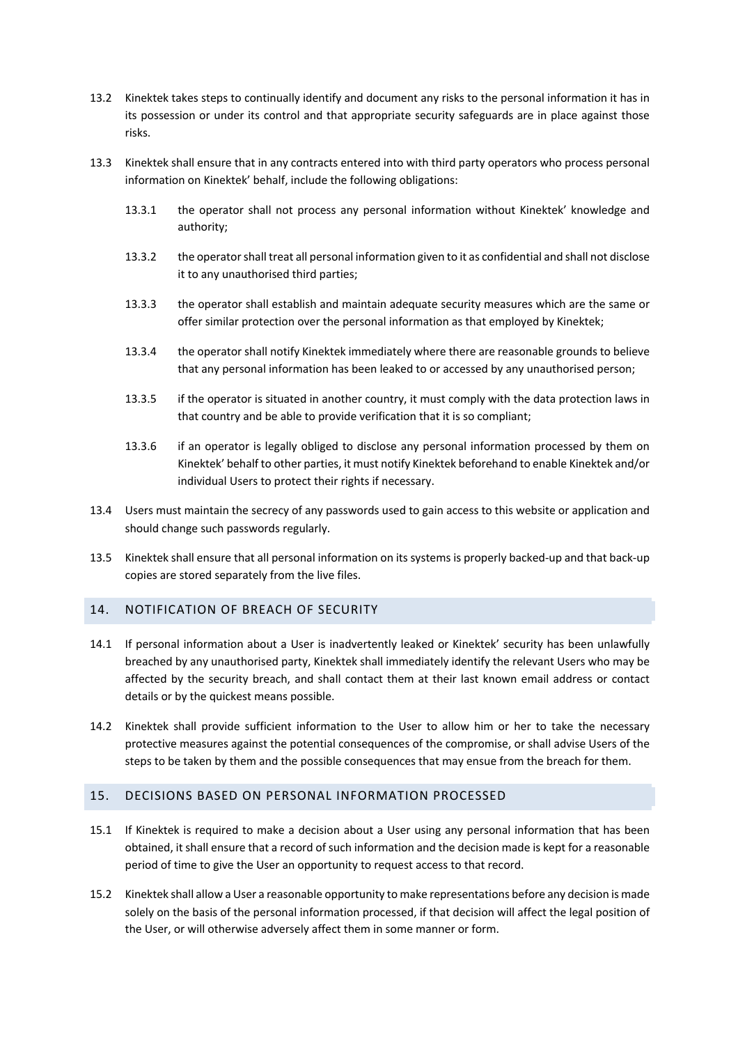13.2 Kinektek takes steps to continually identify and document any risks to the personal information it has in its possession or under its control and that appropriate security safeguards are in place against those risks.

13.3 Kinektek shall ensure that in any contracts entered into with third party operators who process personal information on Kinektek' behalf, include the following obligations:

13.3.1 the operator shall not process any personal information without Kinektek' knowledge and authority;

13.3.2 the operator shall treat all personal information given to it as confidential and shall not disclose it to any unauthorised third parties;

13.3.3 the operator shall establish and maintain adequate security measures which are the same or offer similar protection over the personal information as that employed by Kinektek;

13.3.4 the operator shall notify Kinektek immediately where there are reasonable grounds to believe that any personal information has been leaked to or accessed by any unauthorised person;

13.3.5 if the operator is situated in another country, it must comply with the data protection laws in that country and be able to provide verification that it is so compliant;

13.3.6 if an operator is legally obliged to disclose any personal information processed by them on Kinektek' behalf to other parties, it must notify Kinektek beforehand to enable Kinektek and/or individual Users to protect their rights if necessary.

13.4 Users must maintain the secrecy of any passwords used to gain access to this website or application and should change such passwords regularly.

13.5 Kinektek shall ensure that all personal information on its systems is properly backed-up and that back-up copies are stored separately from the live files.

## 14. NOTIFICATION OF BREACH OF SECURITY

14.1 If personal information about a User is inadvertently leaked or Kinektek' security has been unlawfully breached by any unauthorised party, Kinektek shall immediately identify the relevant Users who may be affected by the security breach, and shall contact them at their last known email address or contact details or by the quickest means possible.

14.2 Kinektek shall provide sufficient information to the User to allow him or her to take the necessary protective measures against the potential consequences of the compromise, or shall advise Users of the steps to be taken by them and the possible consequences that may ensue from the breach for them.

## 15. DECISIONS BASED ON PERSONAL INFORMATION PROCESSED

15.1 If Kinektek is required to make a decision about a User using any personal information that has been obtained, it shall ensure that a record of such information and the decision made is kept for a reasonable period of time to give the User an opportunity to request access to that record.

15.2 Kinektek shall allow a User a reasonable opportunity to make representations before any decision is made solely on the basis of the personal information processed, if that decision will affect the legal position of the User, or will otherwise adversely affect them in some manner or form.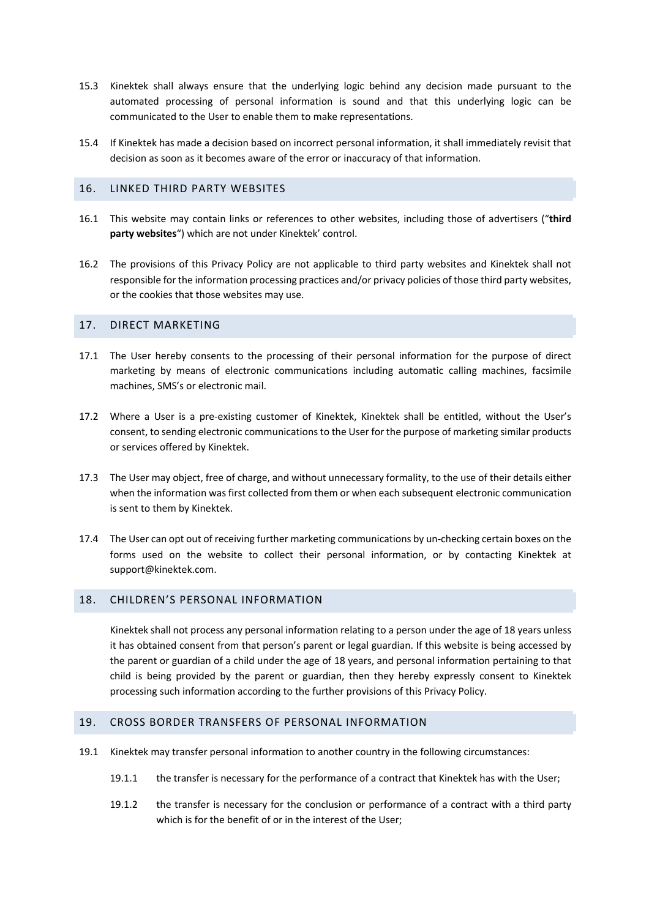15.3 Kinektek shall always ensure that the underlying logic behind any decision made pursuant to the automated processing of personal information is sound and that this underlying logic can be communicated to the User to enable them to make representations.

15.4 If Kinektek has made a decision based on incorrect personal information, it shall immediately revisit that decision as soon as it becomes aware of the error or inaccuracy of that information.

## 16. LINKED THIRD PARTY WEBSITES

16.1 This website may contain links or references to other websites, including those of advertisers ("**third party websites**") which are not under Kinektek' control.

16.2 The provisions of this Privacy Policy are not applicable to third party websites and Kinektek shall not responsible for the information processing practices and/or privacy policies of those third party websites, or the cookies that those websites may use.

## 17. DIRECT MARKETING

17.1 The User hereby consents to the processing of their personal information for the purpose of direct marketing by means of electronic communications including automatic calling machines, facsimile machines, SMS's or electronic mail.

17.2 Where a User is a pre-existing customer of Kinektek, Kinektek shall be entitled, without the User's consent, to sending electronic communications to the User for the purpose of marketing similar products or services offered by Kinektek.

17.3 The User may object, free of charge, and without unnecessary formality, to the use of their details either when the information was first collected from them or when each subsequent electronic communication is sent to them by Kinektek.

17.4 The User can opt out of receiving further marketing communications by un-checking certain boxes on the forms used on the website to collect their personal information, or by contacting Kinektek at support@kinektek.com.

## 18. CHILDREN'S PERSONAL INFORMATION

Kinektek shall not process any personal information relating to a person under the age of 18 years unless it has obtained consent from that person's parent or legal guardian. If this website is being accessed by the parent or guardian of a child under the age of 18 years, and personal information pertaining to that child is being provided by the parent or guardian, then they hereby expressly consent to Kinektek processing such information according to the further provisions of this Privacy Policy.

## 19. CROSS BORDER TRANSFERS OF PERSONAL INFORMATION

19.1 Kinektek may transfer personal information to another country in the following circumstances:

19.1.1 the transfer is necessary for the performance of a contract that Kinektek has with the User;

19.1.2 the transfer is necessary for the conclusion or performance of a contract with a third party which is for the benefit of or in the interest of the User;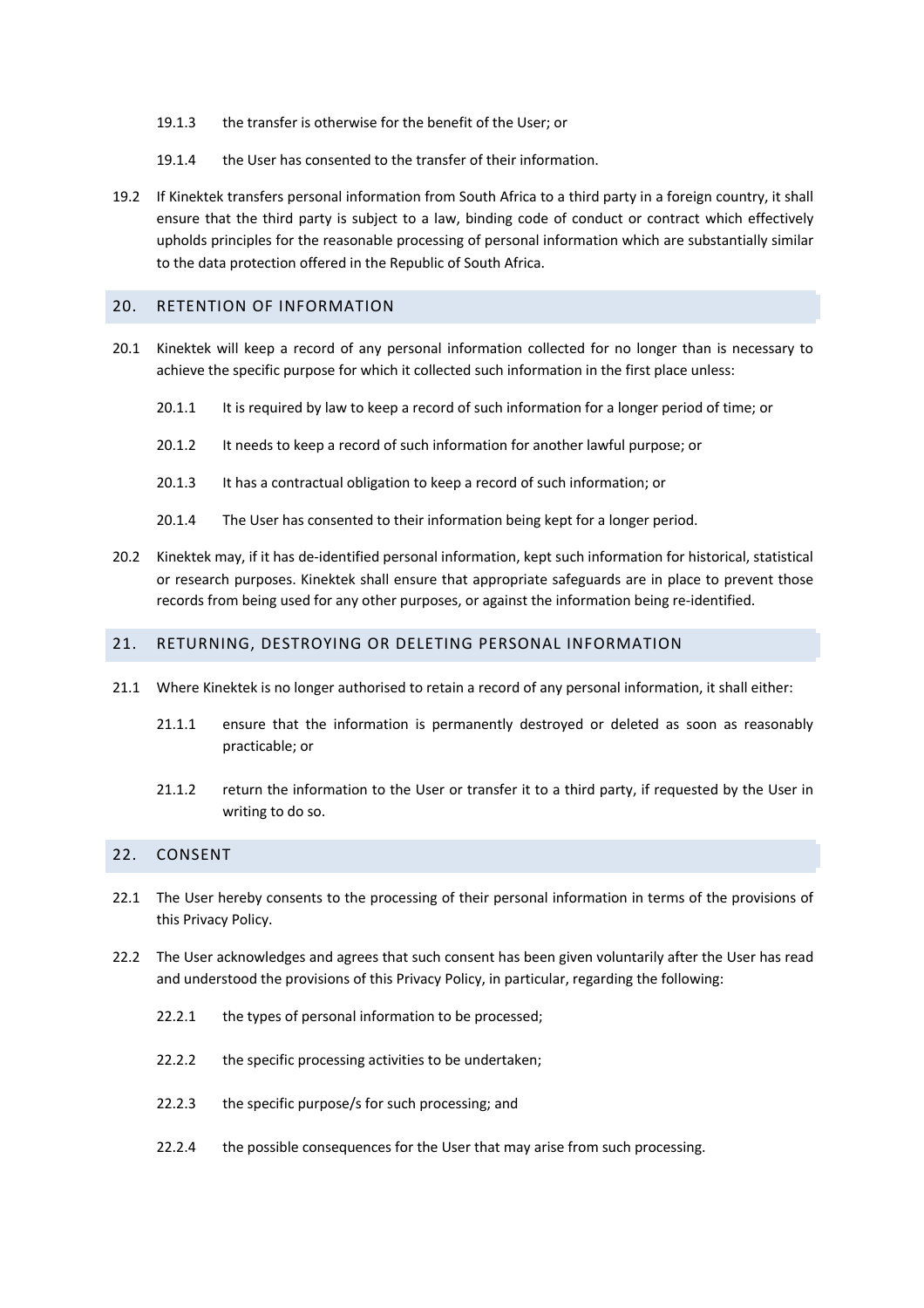19.1.3 the transfer is otherwise for the benefit of the User; or

19.1.4 the User has consented to the transfer of their information.

19.2 If Kinektek transfers personal information from South Africa to a third party in a foreign country, it shall ensure that the third party is subject to a law, binding code of conduct or contract which effectively upholds principles for the reasonable processing of personal information which are substantially similar to the data protection offered in the Republic of South Africa.

## 20. RETENTION OF INFORMATION

20.1 Kinektek will keep a record of any personal information collected for no longer than is necessary to achieve the specific purpose for which it collected such information in the first place unless:

20.1.1 It is required by law to keep a record of such information for a longer period of time; or

20.1.2 It needs to keep a record of such information for another lawful purpose; or

20.1.3 It has a contractual obligation to keep a record of such information; or

20.1.4 The User has consented to their information being kept for a longer period.

20.2 Kinektek may, if it has de-identified personal information, kept such information for historical, statistical or research purposes. Kinektek shall ensure that appropriate safeguards are in place to prevent those records from being used for any other purposes, or against the information being re-identified.

## 21. RETURNING, DESTROYING OR DELETING PERSONAL INFORMATION

21.1 Where Kinektek is no longer authorised to retain a record of any personal information, it shall either:

21.1.1 ensure that the information is permanently destroyed or deleted as soon as reasonably practicable; or

21.1.2 return the information to the User or transfer it to a third party, if requested by the User in writing to do so.

## 22. CONSENT

22.1 The User hereby consents to the processing of their personal information in terms of the provisions of this Privacy Policy.

22.2 The User acknowledges and agrees that such consent has been given voluntarily after the User has read and understood the provisions of this Privacy Policy, in particular, regarding the following:

22.2.1 the types of personal information to be processed;

22.2.2 the specific processing activities to be undertaken;

22.2.3 the specific purpose/s for such processing; and

22.2.4 the possible consequences for the User that may arise from such processing.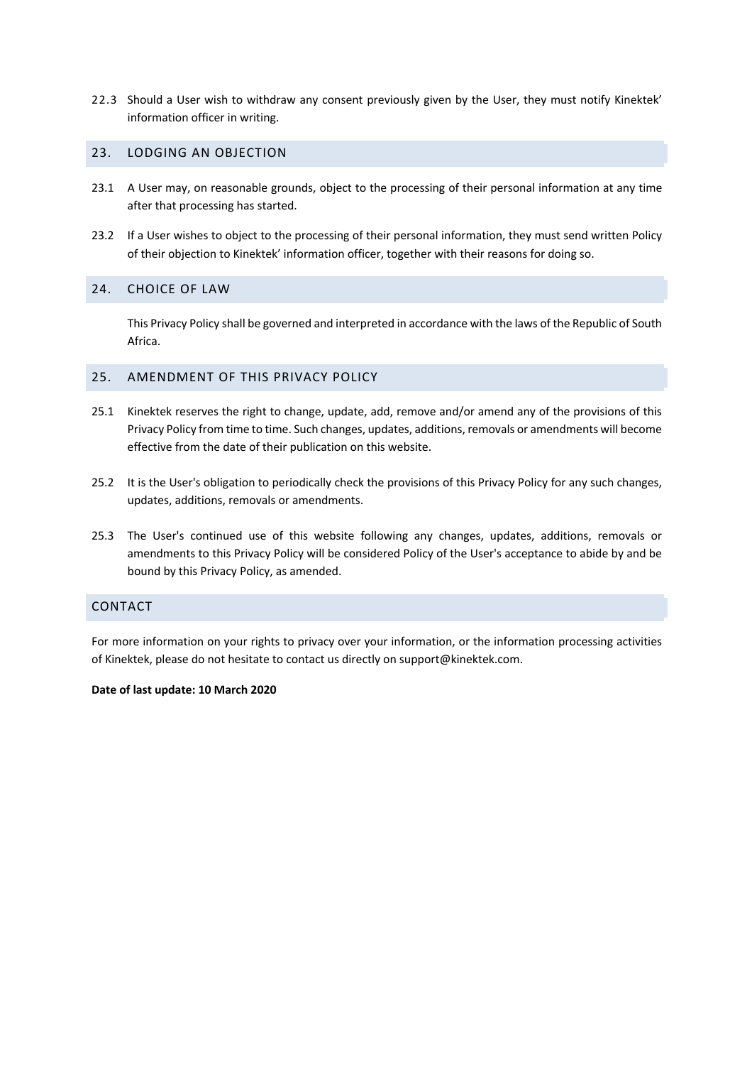22.3 Should a User wish to withdraw any consent previously given by the User, they must notify Kinektek' information officer in writing.

## 23. LODGING AN OBJECTION

23.1 A User may, on reasonable grounds, object to the processing of their personal information at any time after that processing has started.

23.2 If a User wishes to object to the processing of their personal information, they must send written Policy of their objection to Kinektek' information officer, together with their reasons for doing so.

## 24. CHOICE OF LAW

This Privacy Policy shall be governed and interpreted in accordance with the laws of the Republic of South Africa.

## 25. AMENDMENT OF THIS PRIVACY POLICY

25.1 Kinektek reserves the right to change, update, add, remove and/or amend any of the provisions of this Privacy Policy from time to time. Such changes, updates, additions, removals or amendments will become effective from the date of their publication on this website.

25.2 It is the User's obligation to periodically check the provisions of this Privacy Policy for any such changes, updates, additions, removals or amendments.

25.3 The User's continued use of this website following any changes, updates, additions, removals or amendments to this Privacy Policy will be considered Policy of the User's acceptance to abide by and be bound by this Privacy Policy, as amended.

## CONTACT

For more information on your rights to privacy over your information, or the information processing activities of Kinektek, please do not hesitate to contact us directly on support@kinektek.com.

**Date of last update: 10 March 2020**